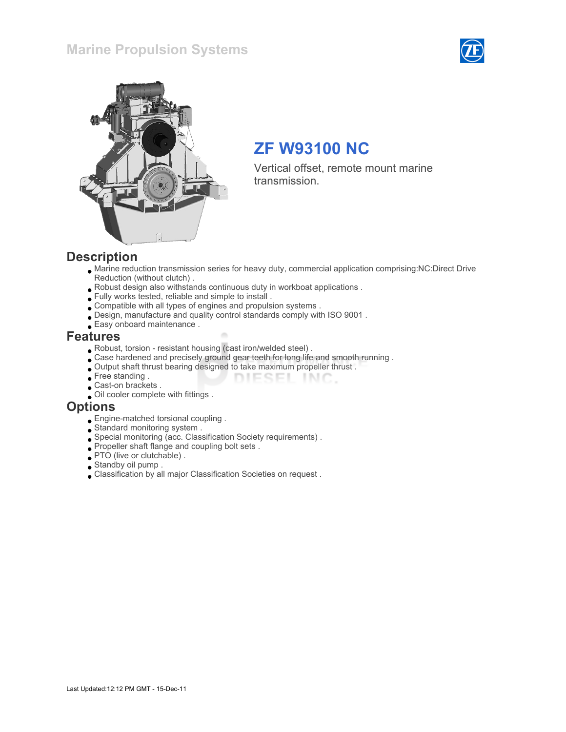Marine Propulsion Systems

# ZF W93100 NC

Vertical offset, remote mount marine transmission.

## Description

- Marine reduction transmission series for heavy duty, commercial application comprising:NC:Direct Drive Reduction (without clutch) .
- Robust design also withstands continuous duty in workboat applications .
- Fully works tested, reliable and simple to install .
- Compatible with all types of engines and propulsion systems .
- Design, manufacture and quality control standards comply with ISO 9001 .
- Easy onboard maintenance .

## Features

- Robust, torsion - resistant housing (cast iron/welded steel) .
- Case hardened and precisely ground gear teeth for long life and smooth running .
- Output shaft thrust bearing designed to take maximum propeller thrust .
- Free standing .
- Cast-on brackets .
- Oil cooler complete with fittings .

## Options

- Engine-matched torsional coupling .
- Standard monitoring system .
- Special monitoring (acc. Classification Society requirements) .
- Propeller shaft flange and coupling bolt sets .
- PTO (live or clutchable) .
- Standby oil pump .
- Classification by all major Classification Societies on request .

Last Updated:12:12 PM GMT - 15-Dec-11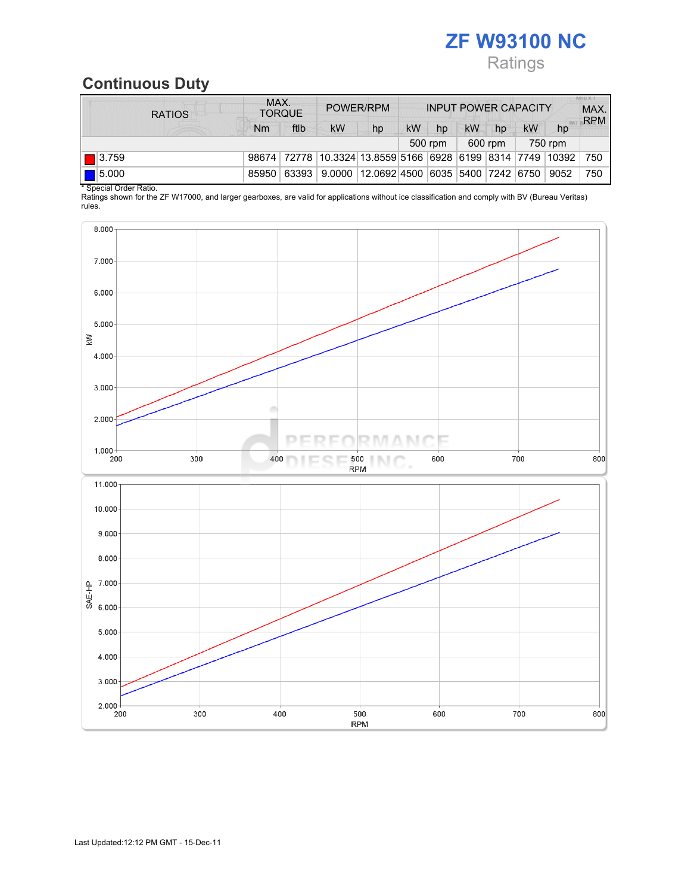# ZF W93100 NC

Ratings

## Continuous Duty

| RATIOS | MAX. TORQUE | | POWER/RPM | | INPUT POWER CAPACITY | | | | | | MAX. RPM |
|---|---|---|---|---|---|---|---|---|---|---|---|
| | Nm | ftlb | kW | hp | kW | hp | kW | hp | kW | hp | |
| | | | | | 500 rpm | | 600 rpm | | 750 rpm | | |
| 3.759 | 98674 | 72778 | 10.3324 | 13.8559 | 5166 | 6928 | 6199 | 8314 | 7749 | 10392 | 750 |
| 5.000 | 85950 | 63393 | 9.0000 | 12.0692 | 4500 | 6035 | 5400 | 7242 | 6750 | 9052 | 750 |

\* Special Order Ratio.

Ratings shown for the ZF W17000, and larger gearboxes, are valid for applications without ice classification and comply with BV (Bureau Veritas) rules.

Last Updated:12:12 PM GMT - 15-Dec-11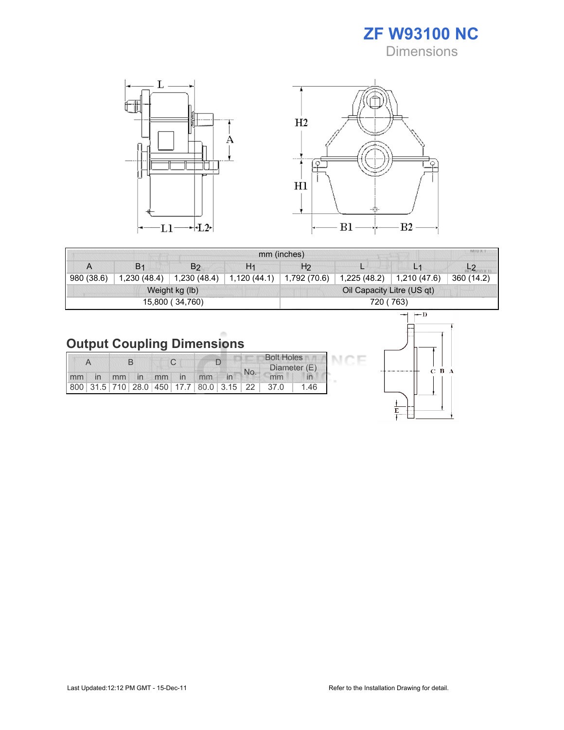# ZF W93100 NC

Dimensions

| mm (inches) | | | | | | | |
|---|---|---|---|---|---|---|---|
| A | $B_1$ | $B_2$ | $H_1$ | $H_2$ | L | $L_1$ | $L_2$ |
| 980 (38.6) | 1,230 (48.4) | 1,230 (48.4) | 1,120 (44.1) | 1,792 (70.6) | 1,225 (48.2) | 1,210 (47.6) | 360 (14.2) |
| Weight kg (lb) | | | | Oil Capacity Litre (US qt) | | | |
| 15,800 ( 34,760) | | | | 720 ( 763) | | | |

## Output Coupling Dimensions

| A | | B | | C | | D | | Bolt Holes | | |
|---|---|---|---|---|---|---|---|---|---|---|
| | | | | | | | | No. | Diameter (E) | |
| mm | in | mm | in | mm | in | mm | in | | mm | in |
| 800 | 31.5 | 710 | 28.0 | 450 | 17.7 | 80.0 | 3.15 | 22 | 37.0 | 1.46 |

Last Updated:12:12 PM GMT - 15-Dec-11

Refer to the Installation Drawing for detail.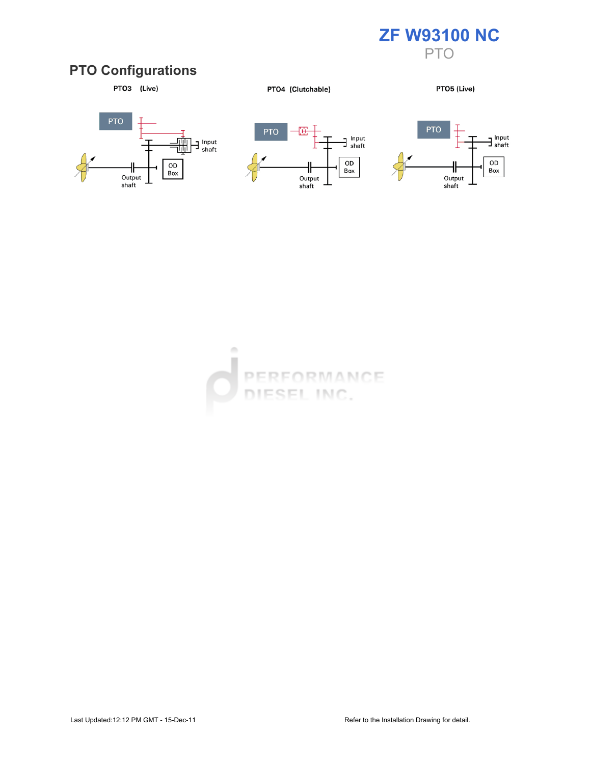# ZF W93100 NC

PTO

## PTO Configurations

PTO3 (Live)

PTO

Input shaft

OD Box

Output shaft

PTO4 (Clutchable)

PTO

Input shaft

OD Box

Output shaft

PTO5 (Live)

PTO

Input shaft

OD Box

Output shaft

Last Updated:12:12 PM GMT - 15-Dec-11

Refer to the Installation Drawing for detail.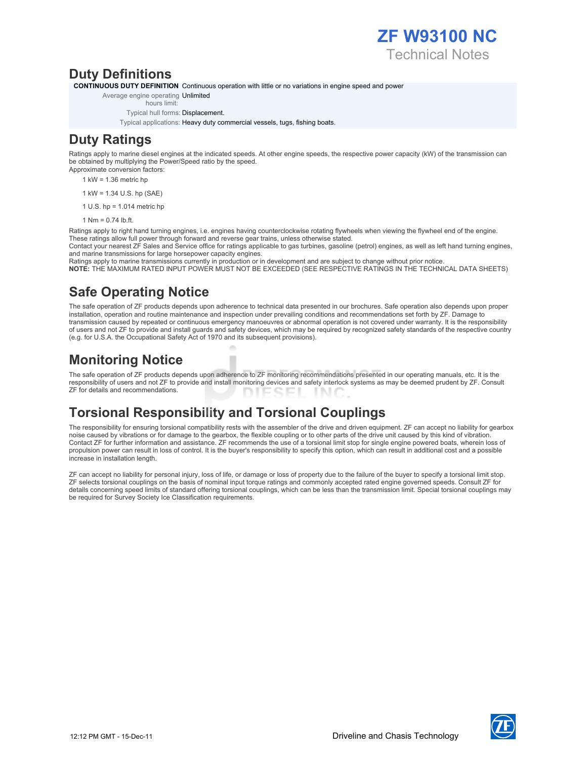# ZF W93100 NC
Technical Notes

## Duty Definitions

| | |
|---|---|
| **CONTINUOUS DUTY DEFINITION** | Continuous operation with little or no variations in engine speed and power |
| Average engine operating hours limit: | Unlimited |
| Typical hull forms: | Displacement. |
| Typical applications: | Heavy duty commercial vessels, tugs, fishing boats. |

## Duty Ratings

Ratings apply to marine diesel engines at the indicated speeds. At other engine speeds, the respective power capacity (kW) of the transmission can be obtained by multiplying the Power/Speed ratio by the speed.
Approximate conversion factors:

1 kW = 1.36 metric hp

1 kW = 1.34 U.S. hp (SAE)

1 U.S. hp = 1.014 metric hp

1 Nm = 0.74 lb.ft.

Ratings apply to right hand turning engines, i.e. engines having counterclockwise rotating flywheels when viewing the flywheel end of the engine. These ratings allow full power through forward and reverse gear trains, unless otherwise stated.
Contact your nearest ZF Sales and Service office for ratings applicable to gas turbines, gasoline (petrol) engines, as well as left hand turning engines, and marine transmissions for large horsepower capacity engines.
Ratings apply to marine transmissions currently in production or in development and are subject to change without prior notice.
**NOTE:** THE MAXIMUM RATED INPUT POWER MUST NOT BE EXCEEDED (SEE RESPECTIVE RATINGS IN THE TECHNICAL DATA SHEETS)

## Safe Operating Notice

The safe operation of ZF products depends upon adherence to technical data presented in our brochures. Safe operation also depends upon proper installation, operation and routine maintenance and inspection under prevailing conditions and recommendations set forth by ZF. Damage to transmission caused by repeated or continuous emergency manoeuvres or abnormal operation is not covered under warranty. It is the responsibility of users and not ZF to provide and install guards and safety devices, which may be required by recognized safety standards of the respective country (e.g. for U.S.A. the Occupational Safety Act of 1970 and its subsequent provisions).

## Monitoring Notice

The safe operation of ZF products depends upon adherence to ZF monitoring recommendations presented in our operating manuals, etc. It is the responsibility of users and not ZF to provide and install monitoring devices and safety interlock systems as may be deemed prudent by ZF. Consult ZF for details and recommendations.

## Torsional Responsibility and Torsional Couplings

The responsibility for ensuring torsional compatibility rests with the assembler of the drive and driven equipment. ZF can accept no liability for gearbox noise caused by vibrations or for damage to the gearbox, the flexible coupling or to other parts of the drive unit caused by this kind of vibration. Contact ZF for further information and assistance. ZF recommends the use of a torsional limit stop for single engine powered boats, wherein loss of propulsion power can result in loss of control. It is the buyer's responsibility to specify this option, which can result in additional cost and a possible increase in installation length.

ZF can accept no liability for personal injury, loss of life, or damage or loss of property due to the failure of the buyer to specify a torsional limit stop. ZF selects torsional couplings on the basis of nominal input torque ratings and commonly accepted rated engine governed speeds. Consult ZF for details concerning speed limits of standard offering torsional couplings, which can be less than the transmission limit. Special torsional couplings may be required for Survey Society Ice Classification requirements.